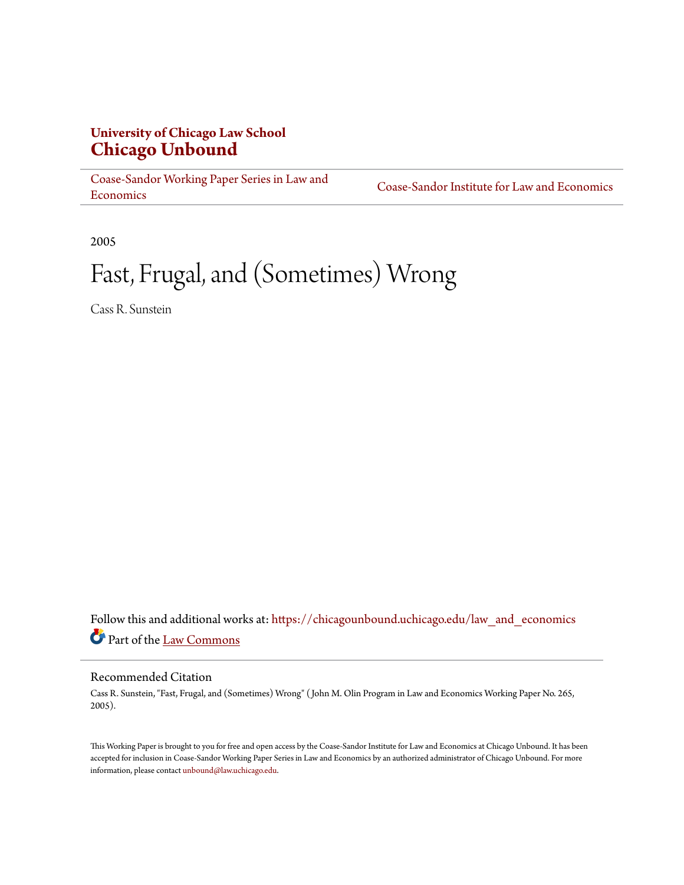**University of Chicago Law School**
# Chicago Unbound

Coase-Sandor Working Paper Series in Law and Economics | Coase-Sandor Institute for Law and Economics

2005

# Fast, Frugal, and (Sometimes) Wrong

Cass R. Sunstein

Follow this and additional works at: https://chicagounbound.uchicago.edu/law_and_economics

Part of the Law Commons

## Recommended Citation

Cass R. Sunstein, "Fast, Frugal, and (Sometimes) Wrong" ( John M. Olin Program in Law and Economics Working Paper No. 265, 2005).

This Working Paper is brought to you for free and open access by the Coase-Sandor Institute for Law and Economics at Chicago Unbound. It has been accepted for inclusion in Coase-Sandor Working Paper Series in Law and Economics by an authorized administrator of Chicago Unbound. For more information, please contact unbound@law.uchicago.edu.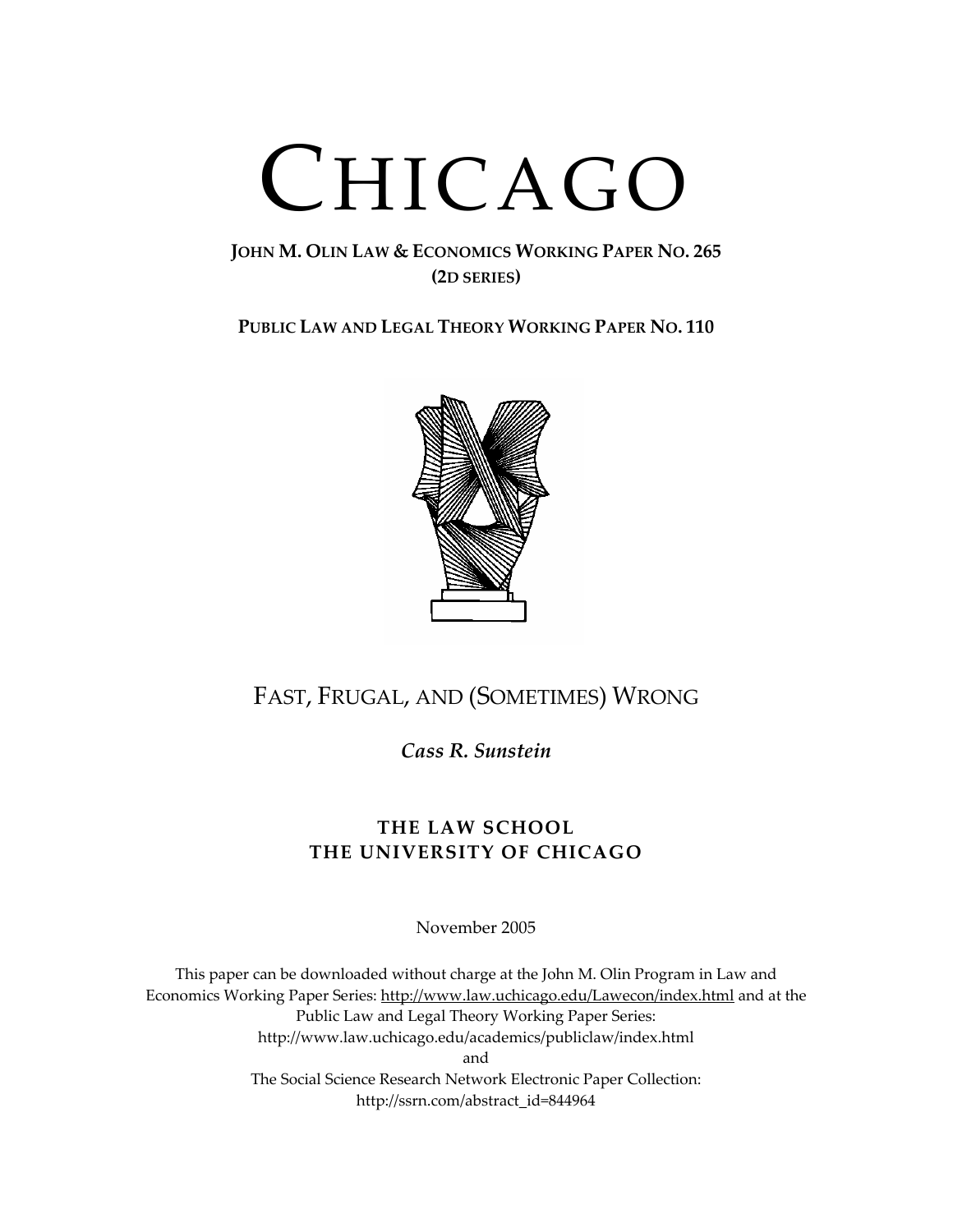# CHICAGO

**JOHN M. OLIN LAW & ECONOMICS WORKING PAPER NO. 265**
**(2D SERIES)**

**PUBLIC LAW AND LEGAL THEORY WORKING PAPER NO. 110**

## FAST, FRUGAL, AND (SOMETIMES) WRONG

***Cass R. Sunstein***

**THE LAW SCHOOL**
**THE UNIVERSITY OF CHICAGO**

November 2005

This paper can be downloaded without charge at the John M. Olin Program in Law and Economics Working Paper Series: http://www.law.uchicago.edu/Lawecon/index.html and at the Public Law and Legal Theory Working Paper Series: http://www.law.uchicago.edu/academics/publiclaw/index.html
and
The Social Science Research Network Electronic Paper Collection: http://ssrn.com/abstract_id=844964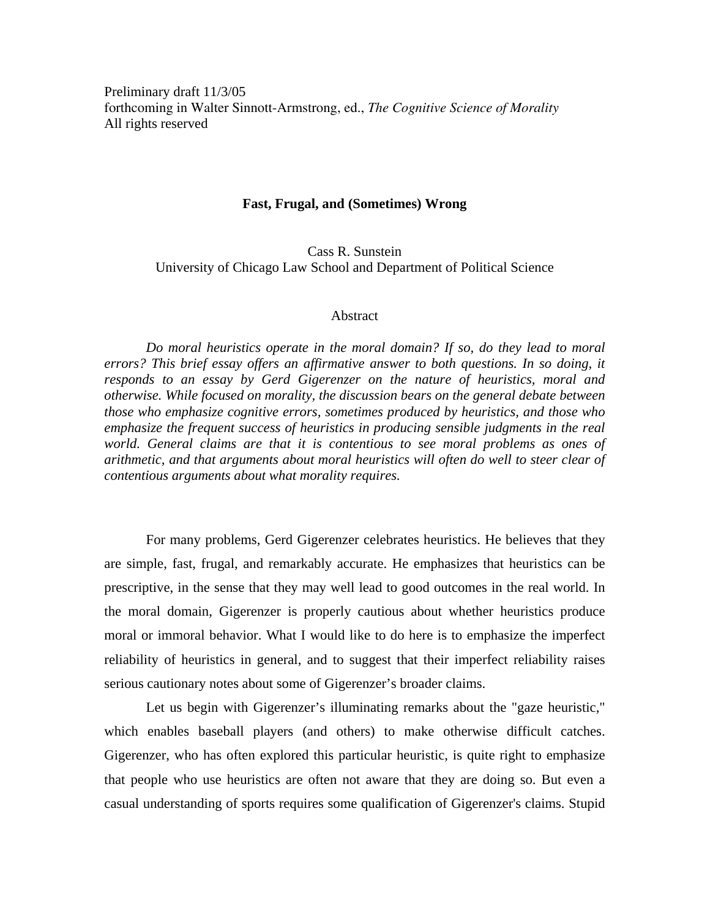Preliminary draft 11/3/05
forthcoming in Walter Sinnott-Armstrong, ed., *The Cognitive Science of Morality*
All rights reserved

**Fast, Frugal, and (Sometimes) Wrong**

Cass R. Sunstein
University of Chicago Law School and Department of Political Science

Abstract

*Do moral heuristics operate in the moral domain? If so, do they lead to moral errors? This brief essay offers an affirmative answer to both questions. In so doing, it responds to an essay by Gerd Gigerenzer on the nature of heuristics, moral and otherwise. While focused on morality, the discussion bears on the general debate between those who emphasize cognitive errors, sometimes produced by heuristics, and those who emphasize the frequent success of heuristics in producing sensible judgments in the real world. General claims are that it is contentious to see moral problems as ones of arithmetic, and that arguments about moral heuristics will often do well to steer clear of contentious arguments about what morality requires.*

For many problems, Gerd Gigerenzer celebrates heuristics. He believes that they are simple, fast, frugal, and remarkably accurate. He emphasizes that heuristics can be prescriptive, in the sense that they may well lead to good outcomes in the real world. In the moral domain, Gigerenzer is properly cautious about whether heuristics produce moral or immoral behavior. What I would like to do here is to emphasize the imperfect reliability of heuristics in general, and to suggest that their imperfect reliability raises serious cautionary notes about some of Gigerenzer's broader claims.

Let us begin with Gigerenzer's illuminating remarks about the "gaze heuristic," which enables baseball players (and others) to make otherwise difficult catches. Gigerenzer, who has often explored this particular heuristic, is quite right to emphasize that people who use heuristics are often not aware that they are doing so. But even a casual understanding of sports requires some qualification of Gigerenzer's claims. Stupid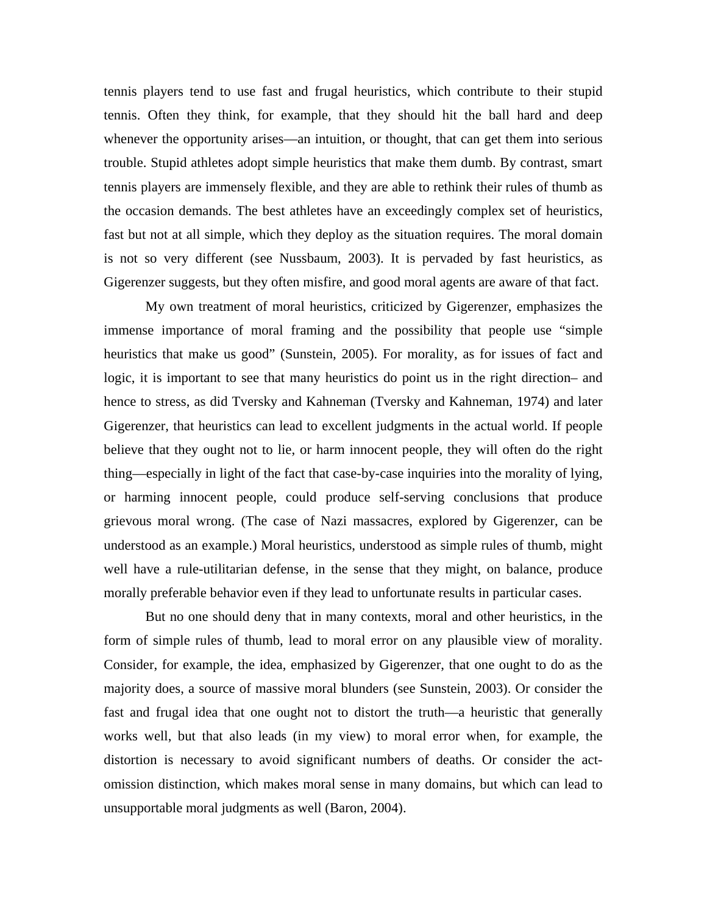tennis players tend to use fast and frugal heuristics, which contribute to their stupid tennis. Often they think, for example, that they should hit the ball hard and deep whenever the opportunity arises—an intuition, or thought, that can get them into serious trouble. Stupid athletes adopt simple heuristics that make them dumb. By contrast, smart tennis players are immensely flexible, and they are able to rethink their rules of thumb as the occasion demands. The best athletes have an exceedingly complex set of heuristics, fast but not at all simple, which they deploy as the situation requires. The moral domain is not so very different (see Nussbaum, 2003). It is pervaded by fast heuristics, as Gigerenzer suggests, but they often misfire, and good moral agents are aware of that fact.

My own treatment of moral heuristics, criticized by Gigerenzer, emphasizes the immense importance of moral framing and the possibility that people use "simple heuristics that make us good" (Sunstein, 2005). For morality, as for issues of fact and logic, it is important to see that many heuristics do point us in the right direction– and hence to stress, as did Tversky and Kahneman (Tversky and Kahneman, 1974) and later Gigerenzer, that heuristics can lead to excellent judgments in the actual world. If people believe that they ought not to lie, or harm innocent people, they will often do the right thing—especially in light of the fact that case-by-case inquiries into the morality of lying, or harming innocent people, could produce self-serving conclusions that produce grievous moral wrong. (The case of Nazi massacres, explored by Gigerenzer, can be understood as an example.) Moral heuristics, understood as simple rules of thumb, might well have a rule-utilitarian defense, in the sense that they might, on balance, produce morally preferable behavior even if they lead to unfortunate results in particular cases.

But no one should deny that in many contexts, moral and other heuristics, in the form of simple rules of thumb, lead to moral error on any plausible view of morality. Consider, for example, the idea, emphasized by Gigerenzer, that one ought to do as the majority does, a source of massive moral blunders (see Sunstein, 2003). Or consider the fast and frugal idea that one ought not to distort the truth—a heuristic that generally works well, but that also leads (in my view) to moral error when, for example, the distortion is necessary to avoid significant numbers of deaths. Or consider the act-omission distinction, which makes moral sense in many domains, but which can lead to unsupportable moral judgments as well (Baron, 2004).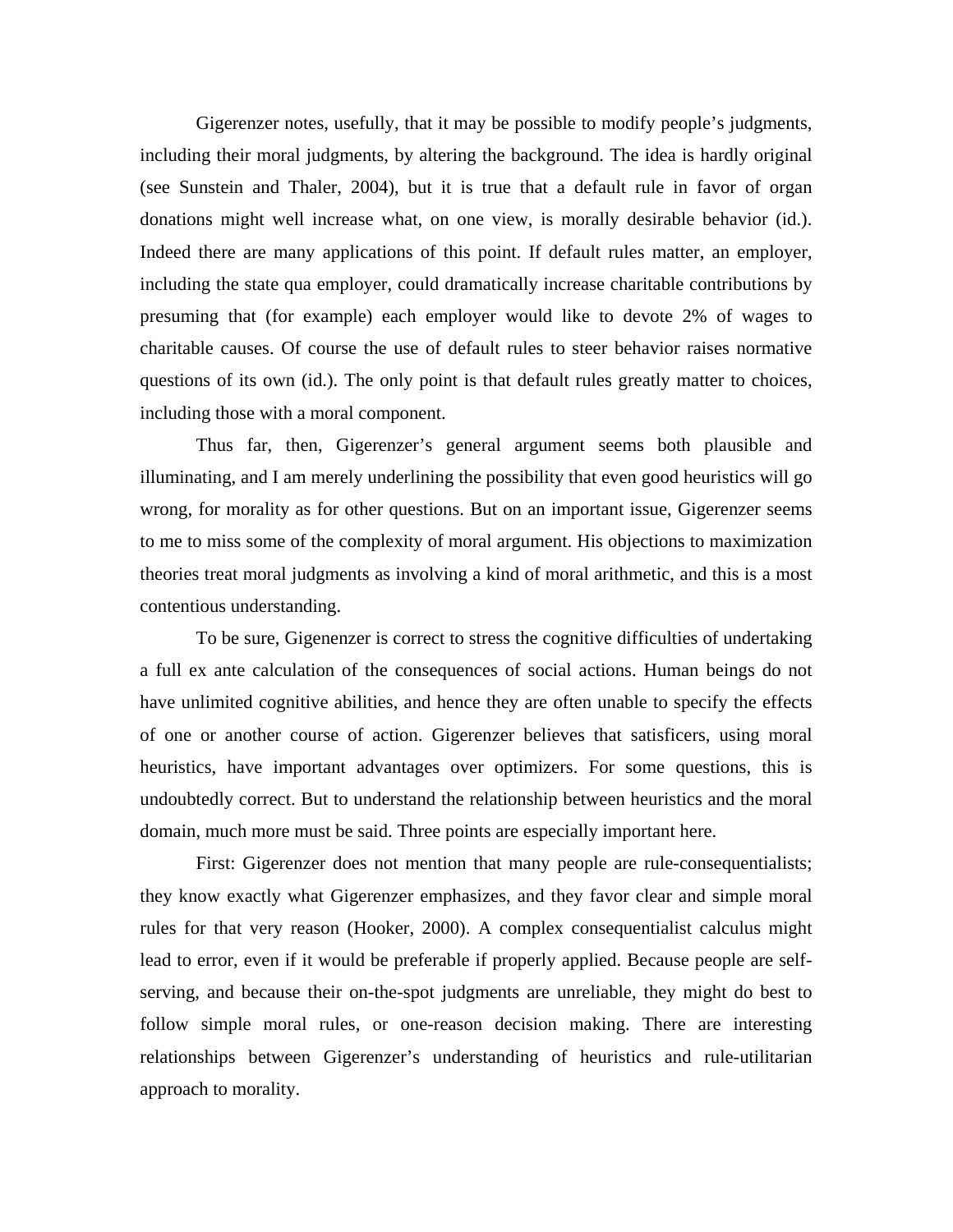Gigerenzer notes, usefully, that it may be possible to modify people's judgments, including their moral judgments, by altering the background. The idea is hardly original (see Sunstein and Thaler, 2004), but it is true that a default rule in favor of organ donations might well increase what, on one view, is morally desirable behavior (id.). Indeed there are many applications of this point. If default rules matter, an employer, including the state qua employer, could dramatically increase charitable contributions by presuming that (for example) each employer would like to devote 2% of wages to charitable causes. Of course the use of default rules to steer behavior raises normative questions of its own (id.). The only point is that default rules greatly matter to choices, including those with a moral component.

Thus far, then, Gigerenzer's general argument seems both plausible and illuminating, and I am merely underlining the possibility that even good heuristics will go wrong, for morality as for other questions. But on an important issue, Gigerenzer seems to me to miss some of the complexity of moral argument. His objections to maximization theories treat moral judgments as involving a kind of moral arithmetic, and this is a most contentious understanding.

To be sure, Gigenenzer is correct to stress the cognitive difficulties of undertaking a full ex ante calculation of the consequences of social actions. Human beings do not have unlimited cognitive abilities, and hence they are often unable to specify the effects of one or another course of action. Gigerenzer believes that satisficers, using moral heuristics, have important advantages over optimizers. For some questions, this is undoubtedly correct. But to understand the relationship between heuristics and the moral domain, much more must be said. Three points are especially important here.

First: Gigerenzer does not mention that many people are rule-consequentialists; they know exactly what Gigerenzer emphasizes, and they favor clear and simple moral rules for that very reason (Hooker, 2000). A complex consequentialist calculus might lead to error, even if it would be preferable if properly applied. Because people are self-serving, and because their on-the-spot judgments are unreliable, they might do best to follow simple moral rules, or one-reason decision making. There are interesting relationships between Gigerenzer's understanding of heuristics and rule-utilitarian approach to morality.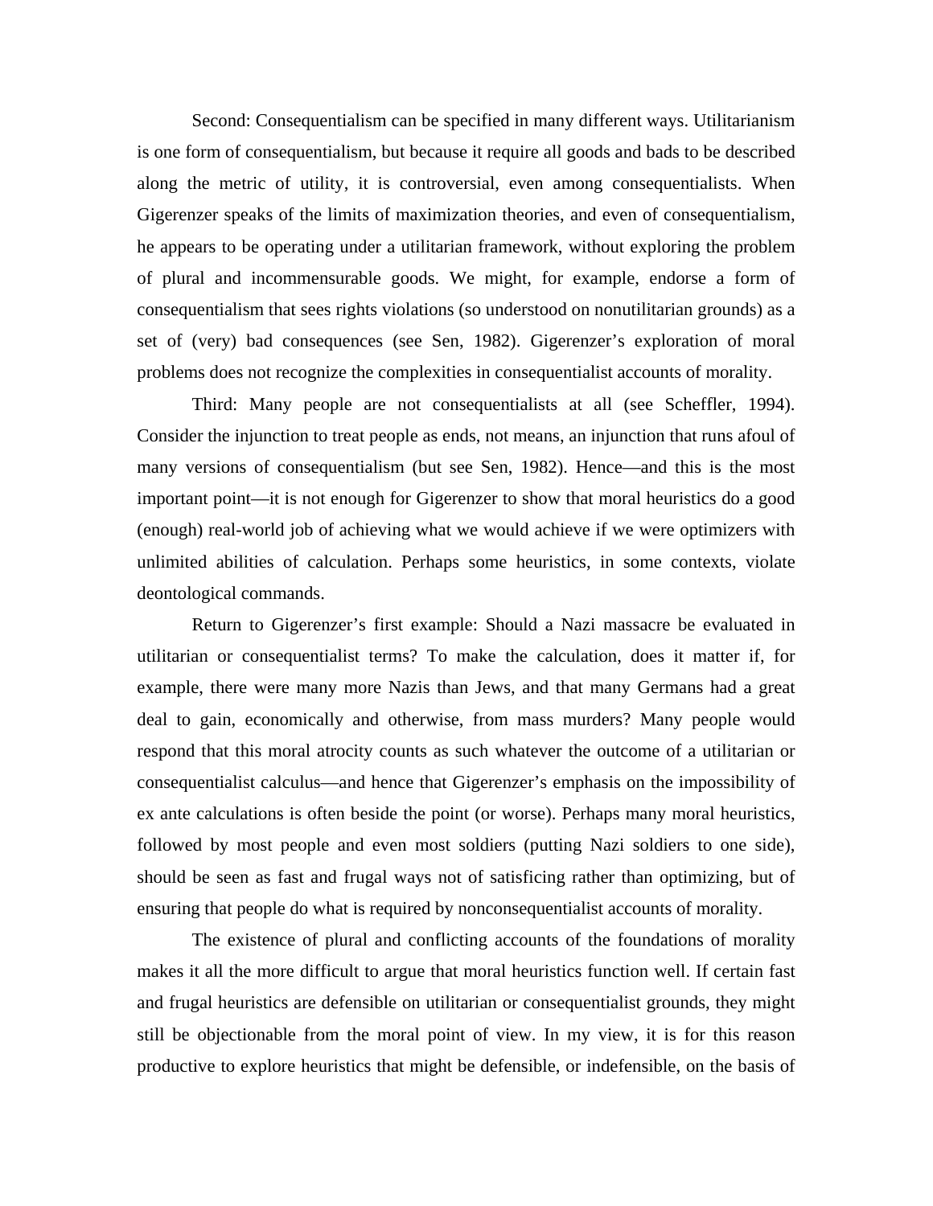Second: Consequentialism can be specified in many different ways. Utilitarianism is one form of consequentialism, but because it require all goods and bads to be described along the metric of utility, it is controversial, even among consequentialists. When Gigerenzer speaks of the limits of maximization theories, and even of consequentialism, he appears to be operating under a utilitarian framework, without exploring the problem of plural and incommensurable goods. We might, for example, endorse a form of consequentialism that sees rights violations (so understood on nonutilitarian grounds) as a set of (very) bad consequences (see Sen, 1982). Gigerenzer's exploration of moral problems does not recognize the complexities in consequentialist accounts of morality.

Third: Many people are not consequentialists at all (see Scheffler, 1994). Consider the injunction to treat people as ends, not means, an injunction that runs afoul of many versions of consequentialism (but see Sen, 1982). Hence—and this is the most important point—it is not enough for Gigerenzer to show that moral heuristics do a good (enough) real-world job of achieving what we would achieve if we were optimizers with unlimited abilities of calculation. Perhaps some heuristics, in some contexts, violate deontological commands.

Return to Gigerenzer's first example: Should a Nazi massacre be evaluated in utilitarian or consequentialist terms? To make the calculation, does it matter if, for example, there were many more Nazis than Jews, and that many Germans had a great deal to gain, economically and otherwise, from mass murders? Many people would respond that this moral atrocity counts as such whatever the outcome of a utilitarian or consequentialist calculus—and hence that Gigerenzer's emphasis on the impossibility of ex ante calculations is often beside the point (or worse). Perhaps many moral heuristics, followed by most people and even most soldiers (putting Nazi soldiers to one side), should be seen as fast and frugal ways not of satisficing rather than optimizing, but of ensuring that people do what is required by nonconsequentialist accounts of morality.

The existence of plural and conflicting accounts of the foundations of morality makes it all the more difficult to argue that moral heuristics function well. If certain fast and frugal heuristics are defensible on utilitarian or consequentialist grounds, they might still be objectionable from the moral point of view. In my view, it is for this reason productive to explore heuristics that might be defensible, or indefensible, on the basis of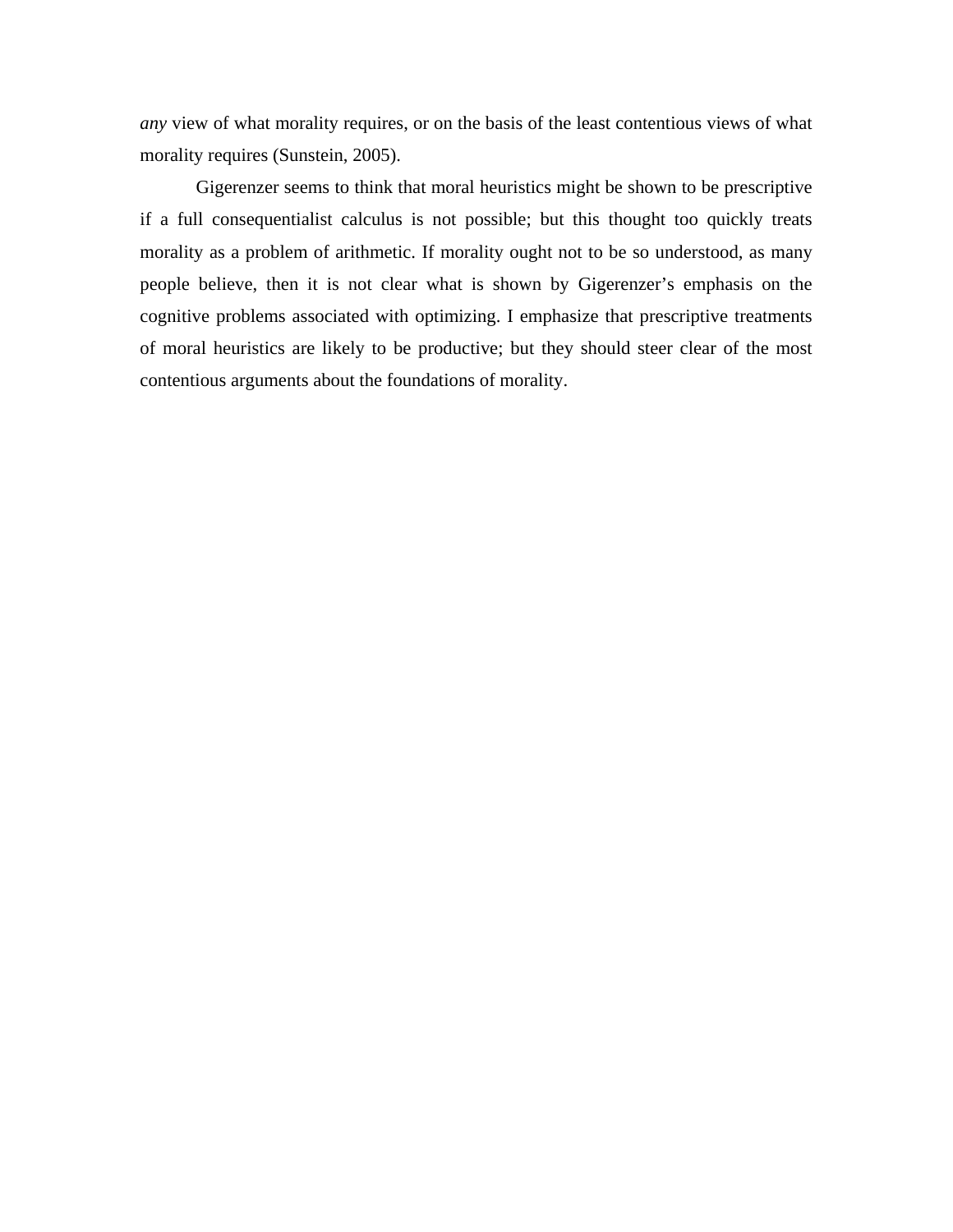*any* view of what morality requires, or on the basis of the least contentious views of what morality requires (Sunstein, 2005).

Gigerenzer seems to think that moral heuristics might be shown to be prescriptive if a full consequentialist calculus is not possible; but this thought too quickly treats morality as a problem of arithmetic. If morality ought not to be so understood, as many people believe, then it is not clear what is shown by Gigerenzer's emphasis on the cognitive problems associated with optimizing. I emphasize that prescriptive treatments of moral heuristics are likely to be productive; but they should steer clear of the most contentious arguments about the foundations of morality.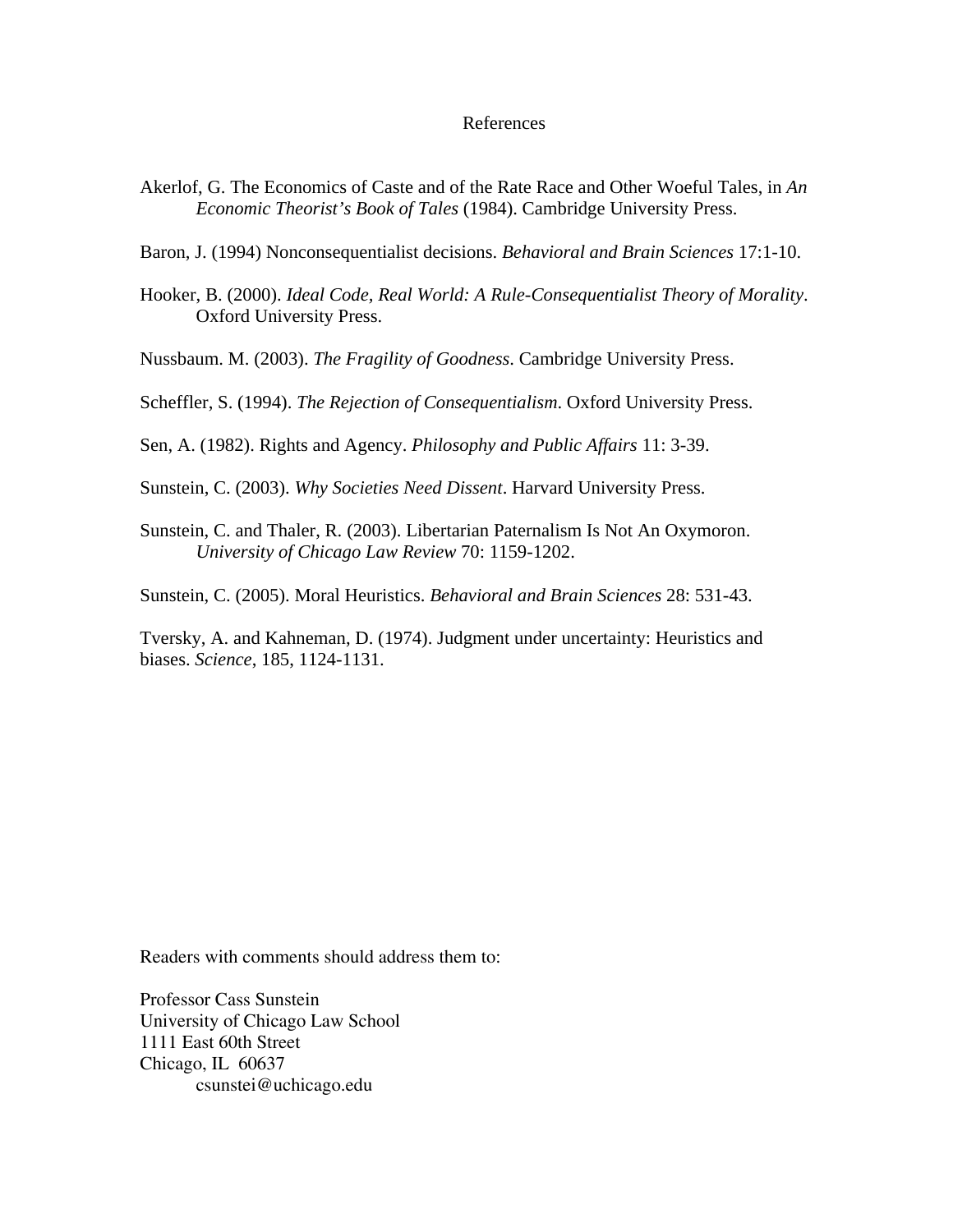# References

Akerlof, G. The Economics of Caste and of the Rate Race and Other Woeful Tales, in *An Economic Theorist's Book of Tales* (1984). Cambridge University Press.

Baron, J. (1994) Nonconsequentialist decisions. *Behavioral and Brain Sciences* 17:1-10.

Hooker, B. (2000). *Ideal Code, Real World: A Rule-Consequentialist Theory of Morality*. Oxford University Press.

Nussbaum. M. (2003). *The Fragility of Goodness*. Cambridge University Press.

Scheffler, S. (1994). *The Rejection of Consequentialism*. Oxford University Press.

Sen, A. (1982). Rights and Agency. *Philosophy and Public Affairs* 11: 3-39.

Sunstein, C. (2003). *Why Societies Need Dissent*. Harvard University Press.

Sunstein, C. and Thaler, R. (2003). Libertarian Paternalism Is Not An Oxymoron. *University of Chicago Law Review* 70: 1159-1202.

Sunstein, C. (2005). Moral Heuristics. *Behavioral and Brain Sciences* 28: 531-43.

Tversky, A. and Kahneman, D. (1974). Judgment under uncertainty: Heuristics and biases. *Science*, 185, 1124-1131.

Readers with comments should address them to:

Professor Cass Sunstein
University of Chicago Law School
1111 East 60th Street
Chicago, IL 60637
csunstei@uchicago.edu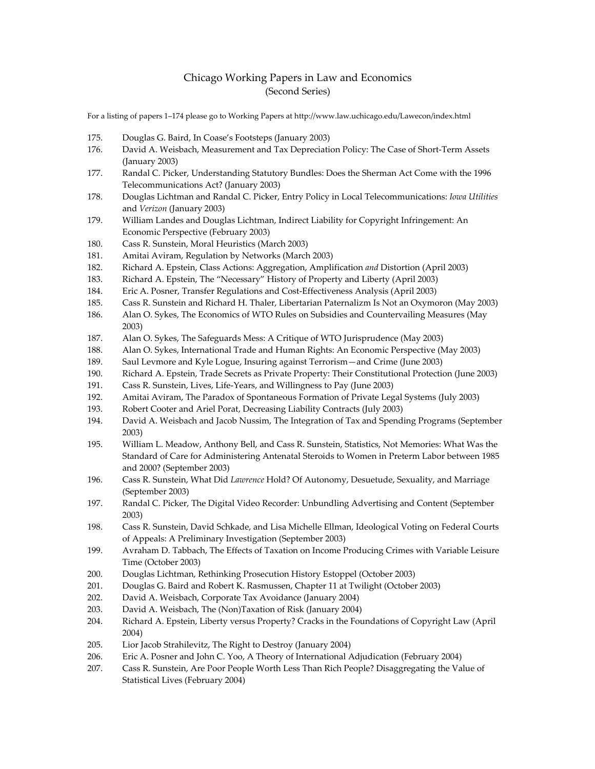# Chicago Working Papers in Law and Economics
(Second Series)

For a listing of papers 1–174 please go to Working Papers at http://www.law.uchicago.edu/Lawecon/index.html

175. Douglas G. Baird, In Coase's Footsteps (January 2003)
176. David A. Weisbach, Measurement and Tax Depreciation Policy: The Case of Short-Term Assets (January 2003)
177. Randal C. Picker, Understanding Statutory Bundles: Does the Sherman Act Come with the 1996 Telecommunications Act? (January 2003)
178. Douglas Lichtman and Randal C. Picker, Entry Policy in Local Telecommunications: *Iowa Utilities* and *Verizon* (January 2003)
179. William Landes and Douglas Lichtman, Indirect Liability for Copyright Infringement: An Economic Perspective (February 2003)
180. Cass R. Sunstein, Moral Heuristics (March 2003)
181. Amitai Aviram, Regulation by Networks (March 2003)
182. Richard A. Epstein, Class Actions: Aggregation, Amplification *and* Distortion (April 2003)
183. Richard A. Epstein, The "Necessary" History of Property and Liberty (April 2003)
184. Eric A. Posner, Transfer Regulations and Cost-Effectiveness Analysis (April 2003)
185. Cass R. Sunstein and Richard H. Thaler, Libertarian Paternalizm Is Not an Oxymoron (May 2003)
186. Alan O. Sykes, The Economics of WTO Rules on Subsidies and Countervailing Measures (May 2003)
187. Alan O. Sykes, The Safeguards Mess: A Critique of WTO Jurisprudence (May 2003)
188. Alan O. Sykes, International Trade and Human Rights: An Economic Perspective (May 2003)
189. Saul Levmore and Kyle Logue, Insuring against Terrorism—and Crime (June 2003)
190. Richard A. Epstein, Trade Secrets as Private Property: Their Constitutional Protection (June 2003)
191. Cass R. Sunstein, Lives, Life-Years, and Willingness to Pay (June 2003)
192. Amitai Aviram, The Paradox of Spontaneous Formation of Private Legal Systems (July 2003)
193. Robert Cooter and Ariel Porat, Decreasing Liability Contracts (July 2003)
194. David A. Weisbach and Jacob Nussim, The Integration of Tax and Spending Programs (September 2003)
195. William L. Meadow, Anthony Bell, and Cass R. Sunstein, Statistics, Not Memories: What Was the Standard of Care for Administering Antenatal Steroids to Women in Preterm Labor between 1985 and 2000? (September 2003)
196. Cass R. Sunstein, What Did *Lawrence* Hold? Of Autonomy, Desuetude, Sexuality, and Marriage (September 2003)
197. Randal C. Picker, The Digital Video Recorder: Unbundling Advertising and Content (September 2003)
198. Cass R. Sunstein, David Schkade, and Lisa Michelle Ellman, Ideological Voting on Federal Courts of Appeals: A Preliminary Investigation (September 2003)
199. Avraham D. Tabbach, The Effects of Taxation on Income Producing Crimes with Variable Leisure Time (October 2003)
200. Douglas Lichtman, Rethinking Prosecution History Estoppel (October 2003)
201. Douglas G. Baird and Robert K. Rasmussen, Chapter 11 at Twilight (October 2003)
202. David A. Weisbach, Corporate Tax Avoidance (January 2004)
203. David A. Weisbach, The (Non)Taxation of Risk (January 2004)
204. Richard A. Epstein, Liberty versus Property? Cracks in the Foundations of Copyright Law (April 2004)
205. Lior Jacob Strahilevitz, The Right to Destroy (January 2004)
206. Eric A. Posner and John C. Yoo, A Theory of International Adjudication (February 2004)
207. Cass R. Sunstein, Are Poor People Worth Less Than Rich People? Disaggregating the Value of Statistical Lives (February 2004)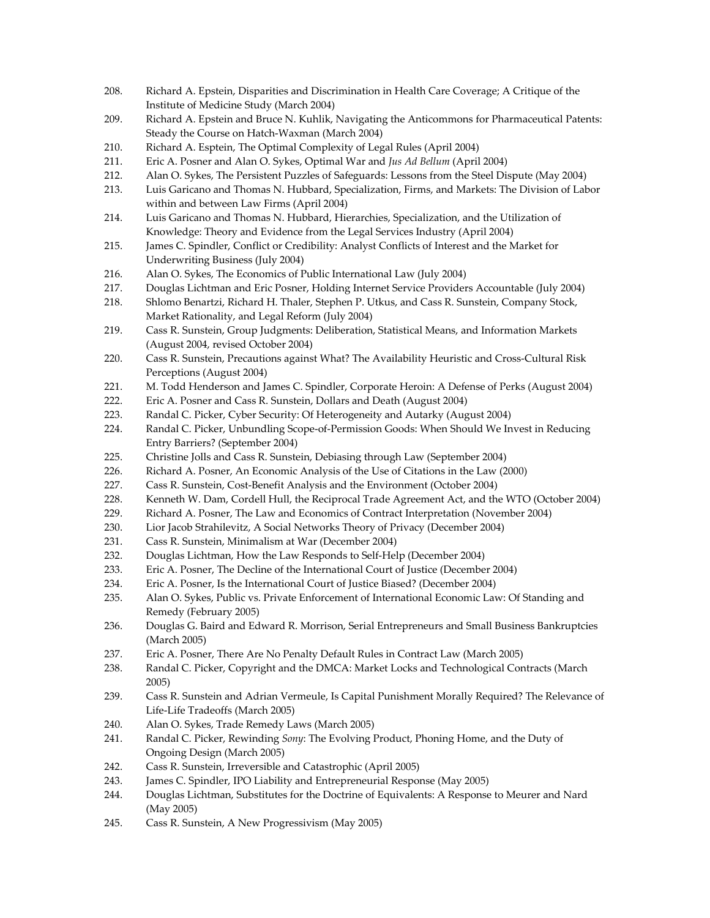208. Richard A. Epstein, Disparities and Discrimination in Health Care Coverage; A Critique of the Institute of Medicine Study (March 2004)
209. Richard A. Epstein and Bruce N. Kuhlik, Navigating the Anticommons for Pharmaceutical Patents: Steady the Course on Hatch-Waxman (March 2004)
210. Richard A. Esptein, The Optimal Complexity of Legal Rules (April 2004)
211. Eric A. Posner and Alan O. Sykes, Optimal War and *Jus Ad Bellum* (April 2004)
212. Alan O. Sykes, The Persistent Puzzles of Safeguards: Lessons from the Steel Dispute (May 2004)
213. Luis Garicano and Thomas N. Hubbard, Specialization, Firms, and Markets: The Division of Labor within and between Law Firms (April 2004)
214. Luis Garicano and Thomas N. Hubbard, Hierarchies, Specialization, and the Utilization of Knowledge: Theory and Evidence from the Legal Services Industry (April 2004)
215. James C. Spindler, Conflict or Credibility: Analyst Conflicts of Interest and the Market for Underwriting Business (July 2004)
216. Alan O. Sykes, The Economics of Public International Law (July 2004)
217. Douglas Lichtman and Eric Posner, Holding Internet Service Providers Accountable (July 2004)
218. Shlomo Benartzi, Richard H. Thaler, Stephen P. Utkus, and Cass R. Sunstein, Company Stock, Market Rationality, and Legal Reform (July 2004)
219. Cass R. Sunstein, Group Judgments: Deliberation, Statistical Means, and Information Markets (August 2004, revised October 2004)
220. Cass R. Sunstein, Precautions against What? The Availability Heuristic and Cross-Cultural Risk Perceptions (August 2004)
221. M. Todd Henderson and James C. Spindler, Corporate Heroin: A Defense of Perks (August 2004)
222. Eric A. Posner and Cass R. Sunstein, Dollars and Death (August 2004)
223. Randal C. Picker, Cyber Security: Of Heterogeneity and Autarky (August 2004)
224. Randal C. Picker, Unbundling Scope-of-Permission Goods: When Should We Invest in Reducing Entry Barriers? (September 2004)
225. Christine Jolls and Cass R. Sunstein, Debiasing through Law (September 2004)
226. Richard A. Posner, An Economic Analysis of the Use of Citations in the Law (2000)
227. Cass R. Sunstein, Cost-Benefit Analysis and the Environment (October 2004)
228. Kenneth W. Dam, Cordell Hull, the Reciprocal Trade Agreement Act, and the WTO (October 2004)
229. Richard A. Posner, The Law and Economics of Contract Interpretation (November 2004)
230. Lior Jacob Strahilevitz, A Social Networks Theory of Privacy (December 2004)
231. Cass R. Sunstein, Minimalism at War (December 2004)
232. Douglas Lichtman, How the Law Responds to Self-Help (December 2004)
233. Eric A. Posner, The Decline of the International Court of Justice (December 2004)
234. Eric A. Posner, Is the International Court of Justice Biased? (December 2004)
235. Alan O. Sykes, Public vs. Private Enforcement of International Economic Law: Of Standing and Remedy (February 2005)
236. Douglas G. Baird and Edward R. Morrison, Serial Entrepreneurs and Small Business Bankruptcies (March 2005)
237. Eric A. Posner, There Are No Penalty Default Rules in Contract Law (March 2005)
238. Randal C. Picker, Copyright and the DMCA: Market Locks and Technological Contracts (March 2005)
239. Cass R. Sunstein and Adrian Vermeule, Is Capital Punishment Morally Required? The Relevance of Life-Life Tradeoffs (March 2005)
240. Alan O. Sykes, Trade Remedy Laws (March 2005)
241. Randal C. Picker, Rewinding *Sony*: The Evolving Product, Phoning Home, and the Duty of Ongoing Design (March 2005)
242. Cass R. Sunstein, Irreversible and Catastrophic (April 2005)
243. James C. Spindler, IPO Liability and Entrepreneurial Response (May 2005)
244. Douglas Lichtman, Substitutes for the Doctrine of Equivalents: A Response to Meurer and Nard (May 2005)
245. Cass R. Sunstein, A New Progressivism (May 2005)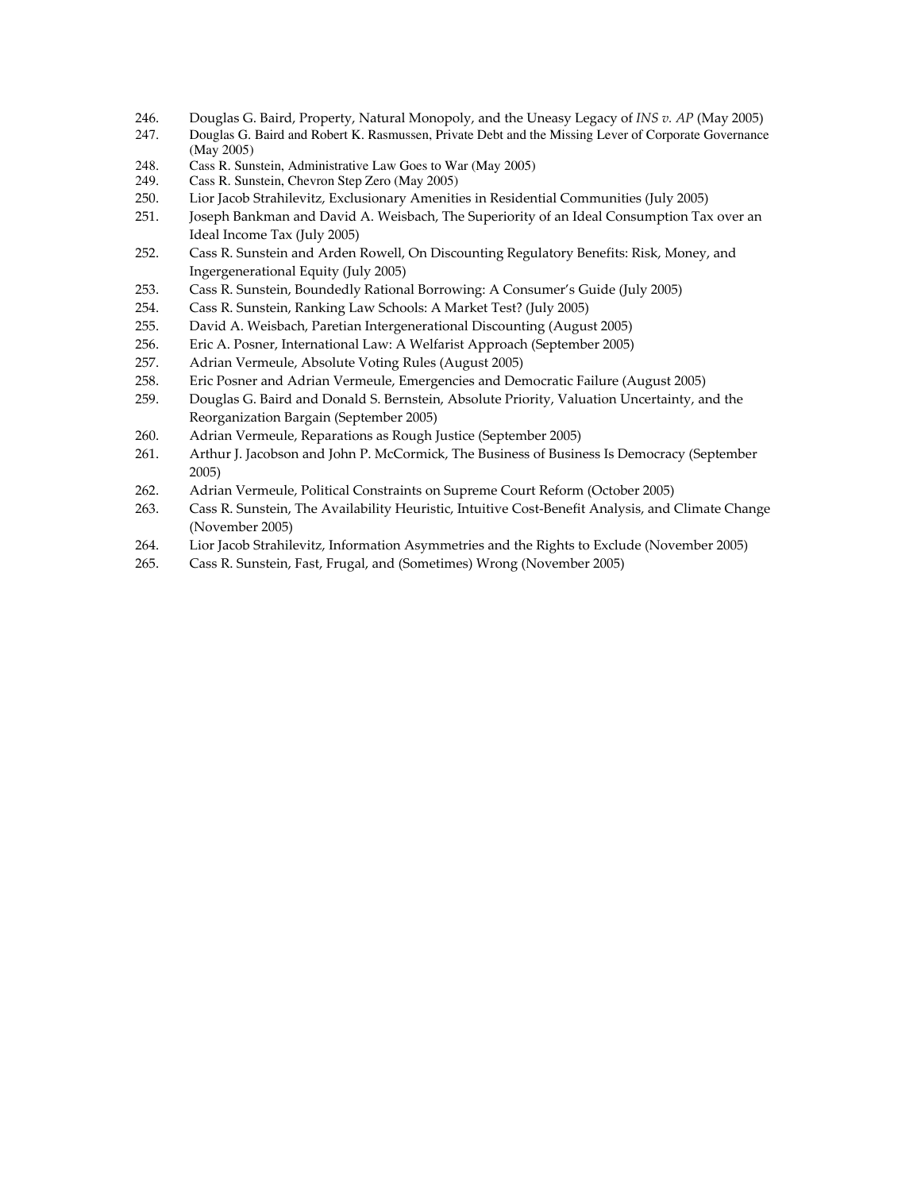246. Douglas G. Baird, Property, Natural Monopoly, and the Uneasy Legacy of *INS v. AP* (May 2005)
247. Douglas G. Baird and Robert K. Rasmussen, Private Debt and the Missing Lever of Corporate Governance (May 2005)
248. Cass R. Sunstein, Administrative Law Goes to War (May 2005)
249. Cass R. Sunstein, Chevron Step Zero (May 2005)
250. Lior Jacob Strahilevitz, Exclusionary Amenities in Residential Communities (July 2005)
251. Joseph Bankman and David A. Weisbach, The Superiority of an Ideal Consumption Tax over an Ideal Income Tax (July 2005)
252. Cass R. Sunstein and Arden Rowell, On Discounting Regulatory Benefits: Risk, Money, and Ingergenerational Equity (July 2005)
253. Cass R. Sunstein, Boundedly Rational Borrowing: A Consumer's Guide (July 2005)
254. Cass R. Sunstein, Ranking Law Schools: A Market Test? (July 2005)
255. David A. Weisbach, Paretian Intergenerational Discounting (August 2005)
256. Eric A. Posner, International Law: A Welfarist Approach (September 2005)
257. Adrian Vermeule, Absolute Voting Rules (August 2005)
258. Eric Posner and Adrian Vermeule, Emergencies and Democratic Failure (August 2005)
259. Douglas G. Baird and Donald S. Bernstein, Absolute Priority, Valuation Uncertainty, and the Reorganization Bargain (September 2005)
260. Adrian Vermeule, Reparations as Rough Justice (September 2005)
261. Arthur J. Jacobson and John P. McCormick, The Business of Business Is Democracy (September 2005)
262. Adrian Vermeule, Political Constraints on Supreme Court Reform (October 2005)
263. Cass R. Sunstein, The Availability Heuristic, Intuitive Cost-Benefit Analysis, and Climate Change (November 2005)
264. Lior Jacob Strahilevitz, Information Asymmetries and the Rights to Exclude (November 2005)
265. Cass R. Sunstein, Fast, Frugal, and (Sometimes) Wrong (November 2005)